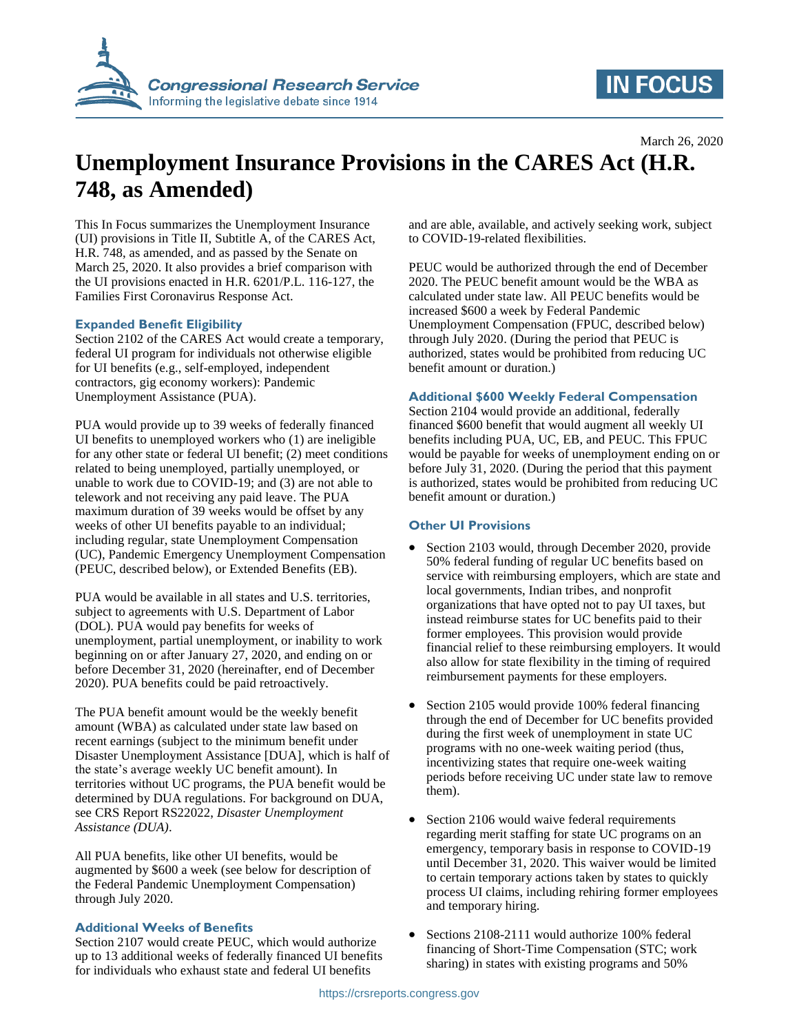March 26, 2020

# Unemployment Insurance Provisions in the CARES Act (H.R. 748, as Amended)

This In Focus summarizes the Unemployment Insurance (UI) provisions in Title II, Subtitle A, of the CARES Act, H.R. 748, as amended, and as passed by the Senate on March 25, 2020. It also provides a brief comparison with the UI provisions enacted in H.R. 6201/P.L. 116-127, the Families First Coronavirus Response Act.

## Expanded Benefit Eligibility

Section 2102 of the CARES Act would create a temporary, federal UI program for individuals not otherwise eligible for UI benefits (e.g., self-employed, independent contractors, gig economy workers): Pandemic Unemployment Assistance (PUA).

PUA would provide up to 39 weeks of federally financed UI benefits to unemployed workers who (1) are ineligible for any other state or federal UI benefit; (2) meet conditions related to being unemployed, partially unemployed, or unable to work due to COVID-19; and (3) are not able to telework and not receiving any paid leave. The PUA maximum duration of 39 weeks would be offset by any weeks of other UI benefits payable to an individual; including regular, state Unemployment Compensation (UC), Pandemic Emergency Unemployment Compensation (PEUC, described below), or Extended Benefits (EB).

PUA would be available in all states and U.S. territories, subject to agreements with U.S. Department of Labor (DOL). PUA would pay benefits for weeks of unemployment, partial unemployment, or inability to work beginning on or after January 27, 2020, and ending on or before December 31, 2020 (hereinafter, end of December 2020). PUA benefits could be paid retroactively.

The PUA benefit amount would be the weekly benefit amount (WBA) as calculated under state law based on recent earnings (subject to the minimum benefit under Disaster Unemployment Assistance [DUA], which is half of the state's average weekly UC benefit amount). In territories without UC programs, the PUA benefit would be determined by DUA regulations. For background on DUA, see CRS Report RS22022, *Disaster Unemployment Assistance (DUA)*.

All PUA benefits, like other UI benefits, would be augmented by $600 a week (see below for description of the Federal Pandemic Unemployment Compensation) through July 2020.

## Additional Weeks of Benefits

Section 2107 would create PEUC, which would authorize up to 13 additional weeks of federally financed UI benefits for individuals who exhaust state and federal UI benefits and are able, available, and actively seeking work, subject to COVID-19-related flexibilities.

PEUC would be authorized through the end of December 2020. The PEUC benefit amount would be the WBA as calculated under state law. All PEUC benefits would be increased $600 a week by Federal Pandemic Unemployment Compensation (FPUC, described below) through July 2020. (During the period that PEUC is authorized, states would be prohibited from reducing UC benefit amount or duration.)

## Additional $600 Weekly Federal Compensation

Section 2104 would provide an additional, federally financed $600 benefit that would augment all weekly UI benefits including PUA, UC, EB, and PEUC. This FPUC would be payable for weeks of unemployment ending on or before July 31, 2020. (During the period that this payment is authorized, states would be prohibited from reducing UC benefit amount or duration.)

## Other UI Provisions

- Section 2103 would, through December 2020, provide 50% federal funding of regular UC benefits based on service with reimbursing employers, which are state and local governments, Indian tribes, and nonprofit organizations that have opted not to pay UI taxes, but instead reimburse states for UC benefits paid to their former employees. This provision would provide financial relief to these reimbursing employers. It would also allow for state flexibility in the timing of required reimbursement payments for these employers.
- Section 2105 would provide 100% federal financing through the end of December for UC benefits provided during the first week of unemployment in state UC programs with no one-week waiting period (thus, incentivizing states that require one-week waiting periods before receiving UC under state law to remove them).
- Section 2106 would waive federal requirements regarding merit staffing for state UC programs on an emergency, temporary basis in response to COVID-19 until December 31, 2020. This waiver would be limited to certain temporary actions taken by states to quickly process UI claims, including rehiring former employees and temporary hiring.
- Sections 2108-2111 would authorize 100% federal financing of Short-Time Compensation (STC; work sharing) in states with existing programs and 50%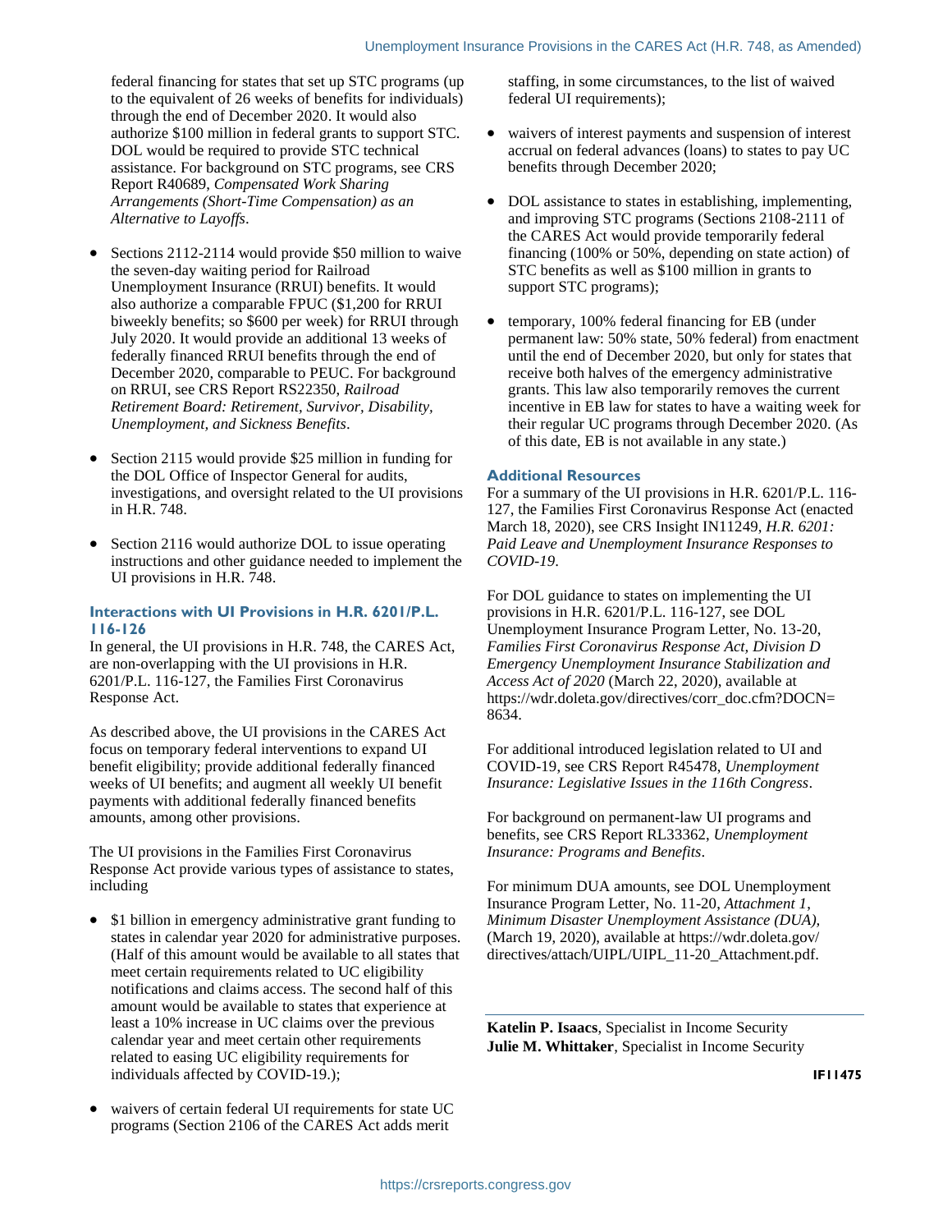federal financing for states that set up STC programs (up to the equivalent of 26 weeks of benefits for individuals) through the end of December 2020. It would also authorize $100 million in federal grants to support STC. DOL would be required to provide STC technical assistance. For background on STC programs, see CRS Report R40689, *Compensated Work Sharing Arrangements (Short-Time Compensation) as an Alternative to Layoffs*.

- Sections 2112-2114 would provide $50 million to waive the seven-day waiting period for Railroad Unemployment Insurance (RRUI) benefits. It would also authorize a comparable FPUC ($1,200 for RRUI biweekly benefits; so $600 per week) for RRUI through July 2020. It would provide an additional 13 weeks of federally financed RRUI benefits through the end of December 2020, comparable to PEUC. For background on RRUI, see CRS Report RS22350, *Railroad Retirement Board: Retirement, Survivor, Disability, Unemployment, and Sickness Benefits*.
- Section 2115 would provide $25 million in funding for the DOL Office of Inspector General for audits, investigations, and oversight related to the UI provisions in H.R. 748.
- Section 2116 would authorize DOL to issue operating instructions and other guidance needed to implement the UI provisions in H.R. 748.

### Interactions with UI Provisions in H.R. 6201/P.L. 116-126

In general, the UI provisions in H.R. 748, the CARES Act, are non-overlapping with the UI provisions in H.R. 6201/P.L. 116-127, the Families First Coronavirus Response Act.

As described above, the UI provisions in the CARES Act focus on temporary federal interventions to expand UI benefit eligibility; provide additional federally financed weeks of UI benefits; and augment all weekly UI benefit payments with additional federally financed benefits amounts, among other provisions.

The UI provisions in the Families First Coronavirus Response Act provide various types of assistance to states, including

- $1 billion in emergency administrative grant funding to states in calendar year 2020 for administrative purposes. (Half of this amount would be available to all states that meet certain requirements related to UC eligibility notifications and claims access. The second half of this amount would be available to states that experience at least a 10% increase in UC claims over the previous calendar year and meet certain other requirements related to easing UC eligibility requirements for individuals affected by COVID-19.);
- waivers of certain federal UI requirements for state UC programs (Section 2106 of the CARES Act adds merit staffing, in some circumstances, to the list of waived federal UI requirements);
- waivers of interest payments and suspension of interest accrual on federal advances (loans) to states to pay UC benefits through December 2020;
- DOL assistance to states in establishing, implementing, and improving STC programs (Sections 2108-2111 of the CARES Act would provide temporarily federal financing (100% or 50%, depending on state action) of STC benefits as well as $100 million in grants to support STC programs);
- temporary, 100% federal financing for EB (under permanent law: 50% state, 50% federal) from enactment until the end of December 2020, but only for states that receive both halves of the emergency administrative grants. This law also temporarily removes the current incentive in EB law for states to have a waiting week for their regular UC programs through December 2020. (As of this date, EB is not available in any state.)

### Additional Resources

For a summary of the UI provisions in H.R. 6201/P.L. 116-127, the Families First Coronavirus Response Act (enacted March 18, 2020), see CRS Insight IN11249, *H.R. 6201: Paid Leave and Unemployment Insurance Responses to COVID-19*.

For DOL guidance to states on implementing the UI provisions in H.R. 6201/P.L. 116-127, see DOL Unemployment Insurance Program Letter, No. 13-20, *Families First Coronavirus Response Act, Division D Emergency Unemployment Insurance Stabilization and Access Act of 2020* (March 22, 2020), available at https://wdr.doleta.gov/directives/corr_doc.cfm?DOCN=8634.

For additional introduced legislation related to UI and COVID-19, see CRS Report R45478, *Unemployment Insurance: Legislative Issues in the 116th Congress*.

For background on permanent-law UI programs and benefits, see CRS Report RL33362, *Unemployment Insurance: Programs and Benefits*.

For minimum DUA amounts, see DOL Unemployment Insurance Program Letter, No. 11-20, *Attachment 1, Minimum Disaster Unemployment Assistance (DUA),* (March 19, 2020), available at https://wdr.doleta.gov/directives/attach/UIPL/UIPL_11-20_Attachment.pdf.

---

**Katelin P. Isaacs**, Specialist in Income Security
**Julie M. Whittaker**, Specialist in Income Security

IF11475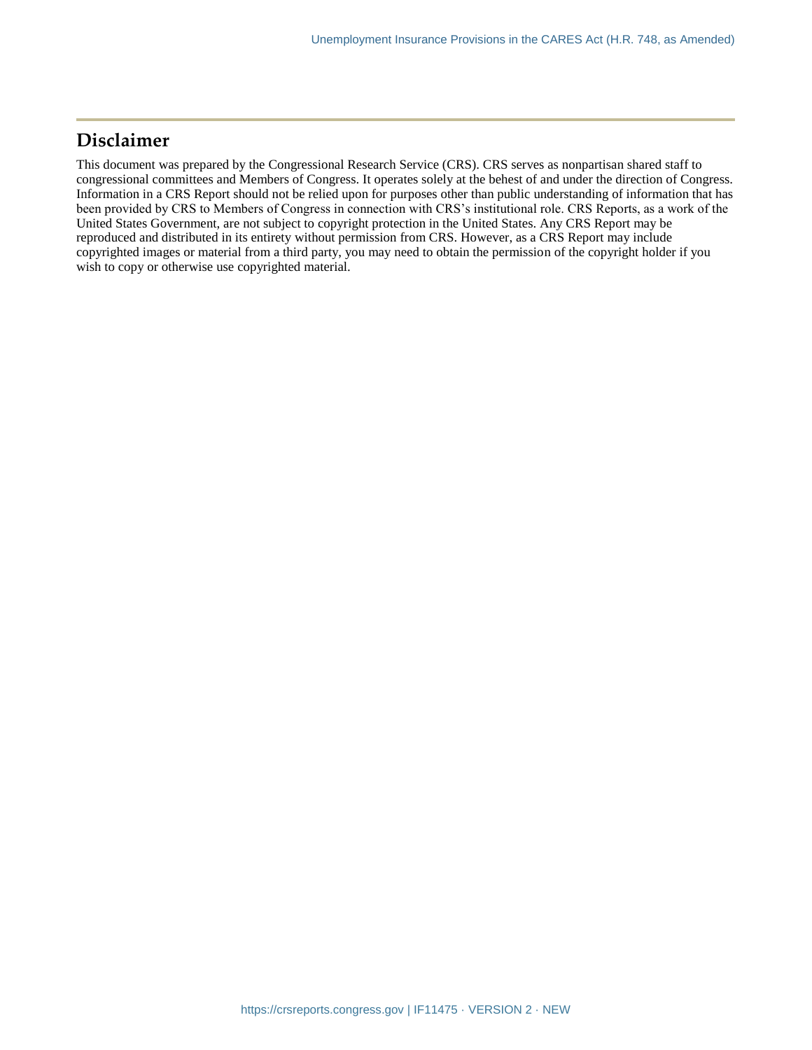## Disclaimer

This document was prepared by the Congressional Research Service (CRS). CRS serves as nonpartisan shared staff to congressional committees and Members of Congress. It operates solely at the behest of and under the direction of Congress. Information in a CRS Report should not be relied upon for purposes other than public understanding of information that has been provided by CRS to Members of Congress in connection with CRS's institutional role. CRS Reports, as a work of the United States Government, are not subject to copyright protection in the United States. Any CRS Report may be reproduced and distributed in its entirety without permission from CRS. However, as a CRS Report may include copyrighted images or material from a third party, you may need to obtain the permission of the copyright holder if you wish to copy or otherwise use copyrighted material.